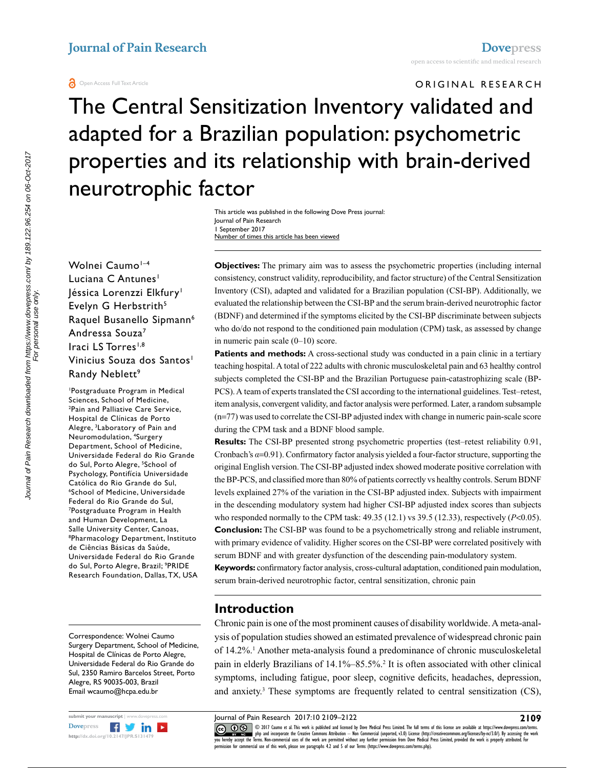Open Access Full Text Article

ORIGINAL RESEARCH

# The Central Sensitization Inventory validated and adapted for a Brazilian population: psychometric properties and its relationship with brain-derived neurotrophic factor

This article was published in the following Dove Press journal:
Journal of Pain Research
1 September 2017
Number of times this article has been viewed

Wolnei Caumo[1–4]
Luciana C Antunes[1]
Jéssica Lorenzzi Elkfury[1]
Evelyn G Herbstrith[5]
Raquel Busanello Sipmann[6]
Andressa Souza[7]
Iraci LS Torres[1,8]
Vinicius Souza dos Santos[1]
Randy Neblett[9]

[1]Postgraduate Program in Medical Sciences, School of Medicine, [2]Pain and Palliative Care Service, Hospital de Clínicas de Porto Alegre, [3]Laboratory of Pain and Neuromodulation, [4]Surgery Department, School of Medicine, Universidade Federal do Rio Grande do Sul, Porto Alegre, [5]School of Psychology, Pontifícia Universidade Católica do Rio Grande do Sul, [6]School of Medicine, Universidade Federal do Rio Grande do Sul, [7]Postgraduate Program in Health and Human Development, La Salle University Center, Canoas, [8]Pharmacology Department, Instituto de Ciências Básicas da Saúde, Universidade Federal do Rio Grande do Sul, Porto Alegre, Brazil; [9]PRIDE Research Foundation, Dallas, TX, USA

**Objectives:** The primary aim was to assess the psychometric properties (including internal consistency, construct validity, reproducibility, and factor structure) of the Central Sensitization Inventory (CSI), adapted and validated for a Brazilian population (CSI-BP). Additionally, we evaluated the relationship between the CSI-BP and the serum brain-derived neurotrophic factor (BDNF) and determined if the symptoms elicited by the CSI-BP discriminate between subjects who do/do not respond to the conditioned pain modulation (CPM) task, as assessed by change in numeric pain scale (0–10) score.

**Patients and methods:** A cross-sectional study was conducted in a pain clinic in a tertiary teaching hospital. A total of 222 adults with chronic musculoskeletal pain and 63 healthy control subjects completed the CSI-BP and the Brazilian Portuguese pain-catastrophizing scale (BP-PCS). A team of experts translated the CSI according to the international guidelines. Test–retest, item analysis, convergent validity, and factor analysis were performed. Later, a random subsample (n=77) was used to correlate the CSI-BP adjusted index with change in numeric pain-scale score during the CPM task and a BDNF blood sample.

**Results:** The CSI-BP presented strong psychometric properties (test–retest reliability 0.91, Cronbach's $\alpha$=0.91). Confirmatory factor analysis yielded a four-factor structure, supporting the original English version. The CSI-BP adjusted index showed moderate positive correlation with the BP-PCS, and classified more than 80% of patients correctly vs healthy controls. Serum BDNF levels explained 27% of the variation in the CSI-BP adjusted index. Subjects with impairment in the descending modulatory system had higher CSI-BP adjusted index scores than subjects who responded normally to the CPM task: 49.35 (12.1) vs 39.5 (12.33), respectively ($P$<0.05).

**Conclusion:** The CSI-BP was found to be a psychometrically strong and reliable instrument, with primary evidence of validity. Higher scores on the CSI-BP were correlated positively with serum BDNF and with greater dysfunction of the descending pain-modulatory system.

**Keywords:** confirmatory factor analysis, cross-cultural adaptation, conditioned pain modulation, serum brain-derived neurotrophic factor, central sensitization, chronic pain

## Introduction

Chronic pain is one of the most prominent causes of disability worldwide. A meta-analysis of population studies showed an estimated prevalence of widespread chronic pain of 14.2%.[1] Another meta-analysis found a predominance of chronic musculoskeletal pain in elderly Brazilians of 14.1%–85.5%.[2] It is often associated with other clinical symptoms, including fatigue, poor sleep, cognitive deficits, headaches, depression, and anxiety.[3] These symptoms are frequently related to central sensitization (CS),

Correspondence: Wolnei Caumo
Surgery Department, School of Medicine, Hospital de Clínicas de Porto Alegre, Universidade Federal do Rio Grande do Sul, 2350 Ramiro Barcelos Street, Porto Alegre, RS 90035-003, Brazil
Email wcaumo@hcpa.edu.br

© 2017 Caumo et al. This work is published and licensed by Dove Medical Press Limited. The full terms of this license are available at https://www.dovepress.com/terms.php and incorporate the Creative Commons Attribution – Non Commercial (unported, v3.0) License (http://creativecommons.org/licenses/by-nc/3.0/). By accessing the work you hereby accept the Terms. Non-commercial uses of the work are permitted without any further permission from Dove Medical Press Limited, provided the work is properly attributed. For permission for commercial use of this work, please see paragraphs 4.2 and 5 of our Terms (https://www.dovepress.com/terms.php).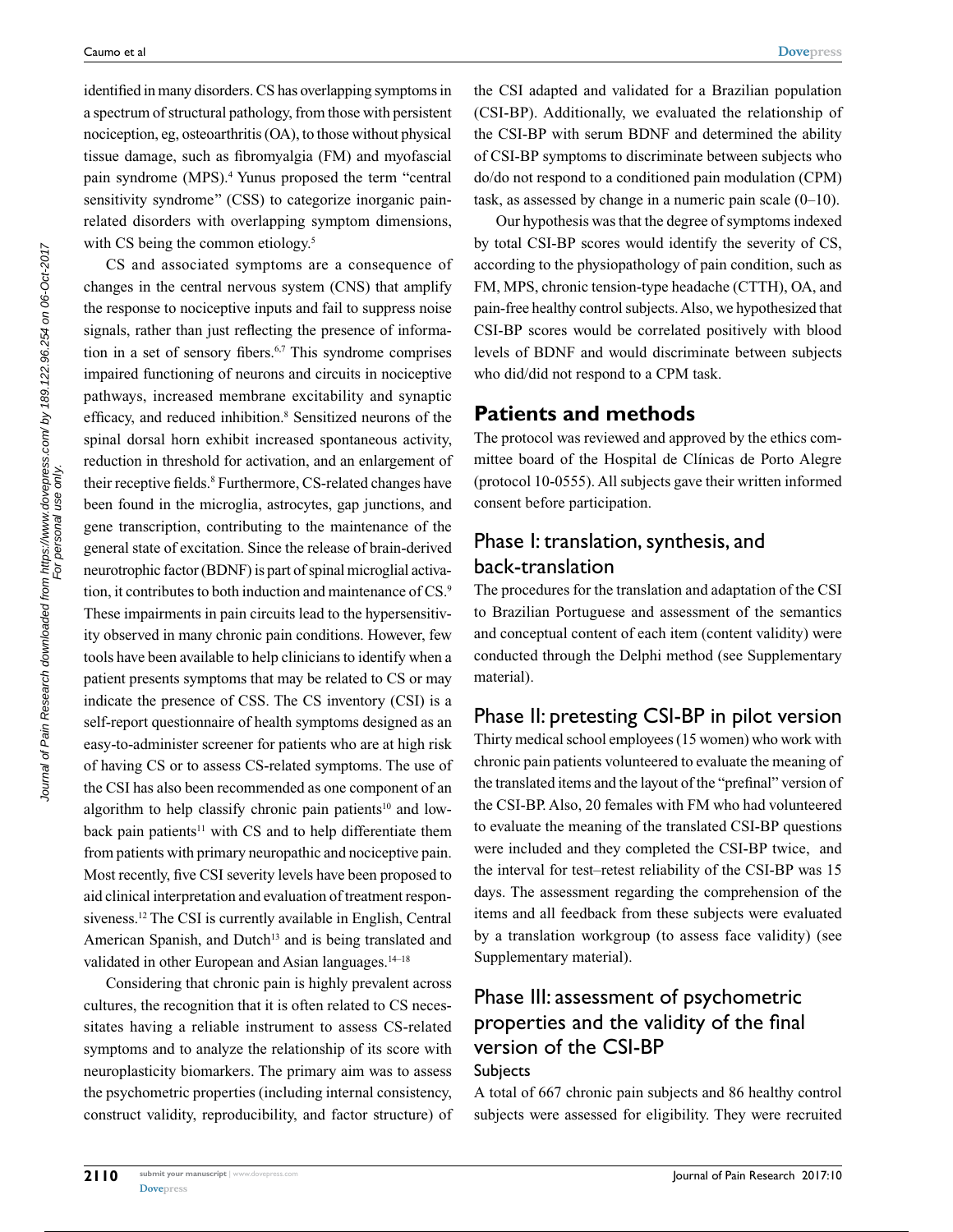identified in many disorders. CS has overlapping symptoms in a spectrum of structural pathology, from those with persistent nociception, eg, osteoarthritis (OA), to those without physical tissue damage, such as fibromyalgia (FM) and myofascial pain syndrome (MPS).[4] Yunus proposed the term "central sensitivity syndrome" (CSS) to categorize inorganic pain-related disorders with overlapping symptom dimensions, with CS being the common etiology.[5]

CS and associated symptoms are a consequence of changes in the central nervous system (CNS) that amplify the response to nociceptive inputs and fail to suppress noise signals, rather than just reflecting the presence of information in a set of sensory fibers.[6,7] This syndrome comprises impaired functioning of neurons and circuits in nociceptive pathways, increased membrane excitability and synaptic efficacy, and reduced inhibition.[8] Sensitized neurons of the spinal dorsal horn exhibit increased spontaneous activity, reduction in threshold for activation, and an enlargement of their receptive fields.[8] Furthermore, CS-related changes have been found in the microglia, astrocytes, gap junctions, and gene transcription, contributing to the maintenance of the general state of excitation. Since the release of brain-derived neurotrophic factor (BDNF) is part of spinal microglial activation, it contributes to both induction and maintenance of CS.[9] These impairments in pain circuits lead to the hypersensitivity observed in many chronic pain conditions. However, few tools have been available to help clinicians to identify when a patient presents symptoms that may be related to CS or may indicate the presence of CSS. The CS inventory (CSI) is a self-report questionnaire of health symptoms designed as an easy-to-administer screener for patients who are at high risk of having CS or to assess CS-related symptoms. The use of the CSI has also been recommended as one component of an algorithm to help classify chronic pain patients[10] and low-back pain patients[11] with CS and to help differentiate them from patients with primary neuropathic and nociceptive pain. Most recently, five CSI severity levels have been proposed to aid clinical interpretation and evaluation of treatment responsiveness.[12] The CSI is currently available in English, Central American Spanish, and Dutch[13] and is being translated and validated in other European and Asian languages.[14–18]

Considering that chronic pain is highly prevalent across cultures, the recognition that it is often related to CS necessitates having a reliable instrument to assess CS-related symptoms and to analyze the relationship of its score with neuroplasticity biomarkers. The primary aim was to assess the psychometric properties (including internal consistency, construct validity, reproducibility, and factor structure) of the CSI adapted and validated for a Brazilian population (CSI-BP). Additionally, we evaluated the relationship of the CSI-BP with serum BDNF and determined the ability of CSI-BP symptoms to discriminate between subjects who do/do not respond to a conditioned pain modulation (CPM) task, as assessed by change in a numeric pain scale (0–10).

Our hypothesis was that the degree of symptoms indexed by total CSI-BP scores would identify the severity of CS, according to the physiopathology of pain condition, such as FM, MPS, chronic tension-type headache (CTTH), OA, and pain-free healthy control subjects. Also, we hypothesized that CSI-BP scores would be correlated positively with blood levels of BDNF and would discriminate between subjects who did/did not respond to a CPM task.

## Patients and methods

The protocol was reviewed and approved by the ethics committee board of the Hospital de Clínicas de Porto Alegre (protocol 10-0555). All subjects gave their written informed consent before participation.

### Phase I: translation, synthesis, and back-translation

The procedures for the translation and adaptation of the CSI to Brazilian Portuguese and assessment of the semantics and conceptual content of each item (content validity) were conducted through the Delphi method (see Supplementary material).

### Phase II: pretesting CSI-BP in pilot version

Thirty medical school employees (15 women) who work with chronic pain patients volunteered to evaluate the meaning of the translated items and the layout of the "prefinal" version of the CSI-BP. Also, 20 females with FM who had volunteered to evaluate the meaning of the translated CSI-BP questions were included and they completed the CSI-BP twice, and the interval for test–retest reliability of the CSI-BP was 15 days. The assessment regarding the comprehension of the items and all feedback from these subjects were evaluated by a translation workgroup (to assess face validity) (see Supplementary material).

### Phase III: assessment of psychometric properties and the validity of the final version of the CSI-BP

#### Subjects

A total of 667 chronic pain subjects and 86 healthy control subjects were assessed for eligibility. They were recruited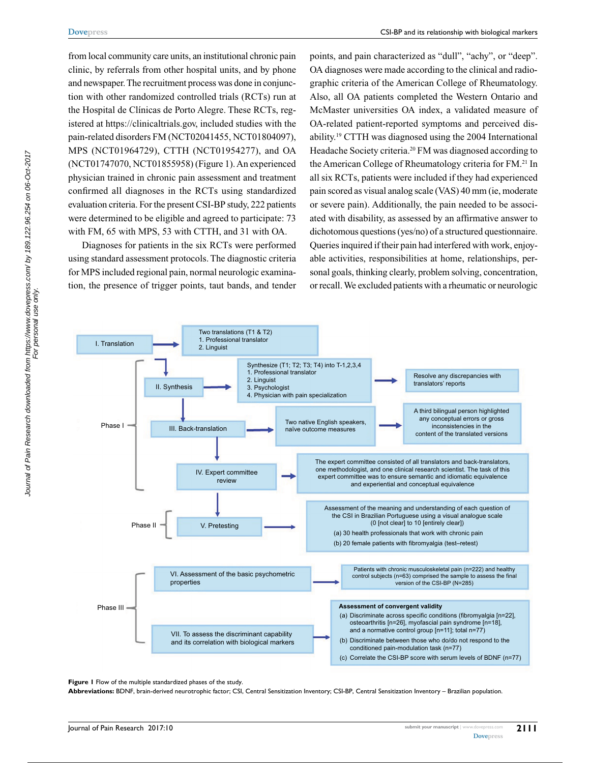from local community care units, an institutional chronic pain clinic, by referrals from other hospital units, and by phone and newspaper. The recruitment process was done in conjunction with other randomized controlled trials (RCTs) run at the Hospital de Clínicas de Porto Alegre. These RCTs, registered at https://clinicaltrials.gov, included studies with the pain-related disorders FM (NCT02041455, NCT01804097), MPS (NCT01964729), CTTH (NCT01954277), and OA (NCT01747070, NCT01855958) (Figure 1). An experienced physician trained in chronic pain assessment and treatment confirmed all diagnoses in the RCTs using standardized evaluation criteria. For the present CSI-BP study, 222 patients were determined to be eligible and agreed to participate: 73 with FM, 65 with MPS, 53 with CTTH, and 31 with OA.

Diagnoses for patients in the six RCTs were performed using standard assessment protocols. The diagnostic criteria for MPS included regional pain, normal neurologic examination, the presence of trigger points, taut bands, and tender points, and pain characterized as "dull", "achy", or "deep". OA diagnoses were made according to the clinical and radiographic criteria of the American College of Rheumatology. Also, all OA patients completed the Western Ontario and McMaster universities OA index, a validated measure of OA-related patient-reported symptoms and perceived disability.[19] CTTH was diagnosed using the 2004 International Headache Society criteria.[20] FM was diagnosed according to the American College of Rheumatology criteria for FM.[21] In all six RCTs, patients were included if they had experienced pain scored as visual analog scale (VAS) 40 mm (ie, moderate or severe pain). Additionally, the pain needed to be associated with disability, as assessed by an affirmative answer to dichotomous questions (yes/no) of a structured questionnaire. Queries inquired if their pain had interfered with work, enjoyable activities, responsibilities at home, relationships, personal goals, thinking clearly, problem solving, concentration, or recall. We excluded patients with a rheumatic or neurologic

**Phase I**

- I. Translation → Two translations (T1 & T2): 1. Professional translator 2. Linguist
- II. Synthesis → Synthesize (T1; T2; T3; T4) into T-1,2,3,4: 1. Professional translator 2. Linguist 3. Psychologist 4. Physician with pain specialization → Resolve any discrepancies with translators' reports
- III. Back-translation → Two native English speakers, naïve outcome measures → A third bilingual person highlighted any conceptual errors or gross inconsistencies in the content of the translated versions
- IV. Expert committee review → The expert committee consisted of all translators and back-translators, one methodologist, and one clinical research scientist. The task of this expert committee was to ensure semantic and idiomatic equivalence and experiential and conceptual equivalence

**Phase II**

- V. Pretesting → Assessment of the meaning and understanding of each question of the CSI in Brazilian Portuguese using a visual analogue scale (0 [not clear] to 10 [entirely clear]) (a) 30 health professionals that work with chronic pain (b) 20 female patients with fibromyalgia (test–retest)

**Phase III**

- VI. Assessment of the basic psychometric properties → Patients with chronic musculoskeletal pain (n=222) and healthy control subjects (n=63) comprised the sample to assess the final version of the CSI-BP (N=285)
- VII. To assess the discriminant capability and its correlation with biological markers → **Assessment of convergent validity** (a) Discriminate across specific conditions (fibromyalgia [n=22], osteoarthritis [n=26], myofascial pain syndrome [n=18], and a normative control group [n=11]; total n=77) (b) Discriminate between those who do/do not respond to the conditioned pain-modulation task (n=77) (c) Correlate the CSI-BP score with serum levels of BDNF (n=77)

**Figure 1** Flow of the multiple standardized phases of the study.

**Abbreviations:** BDNF, brain-derived neurotrophic factor; CSI, Central Sensitization Inventory; CSI-BP, Central Sensitization Inventory – Brazilian population.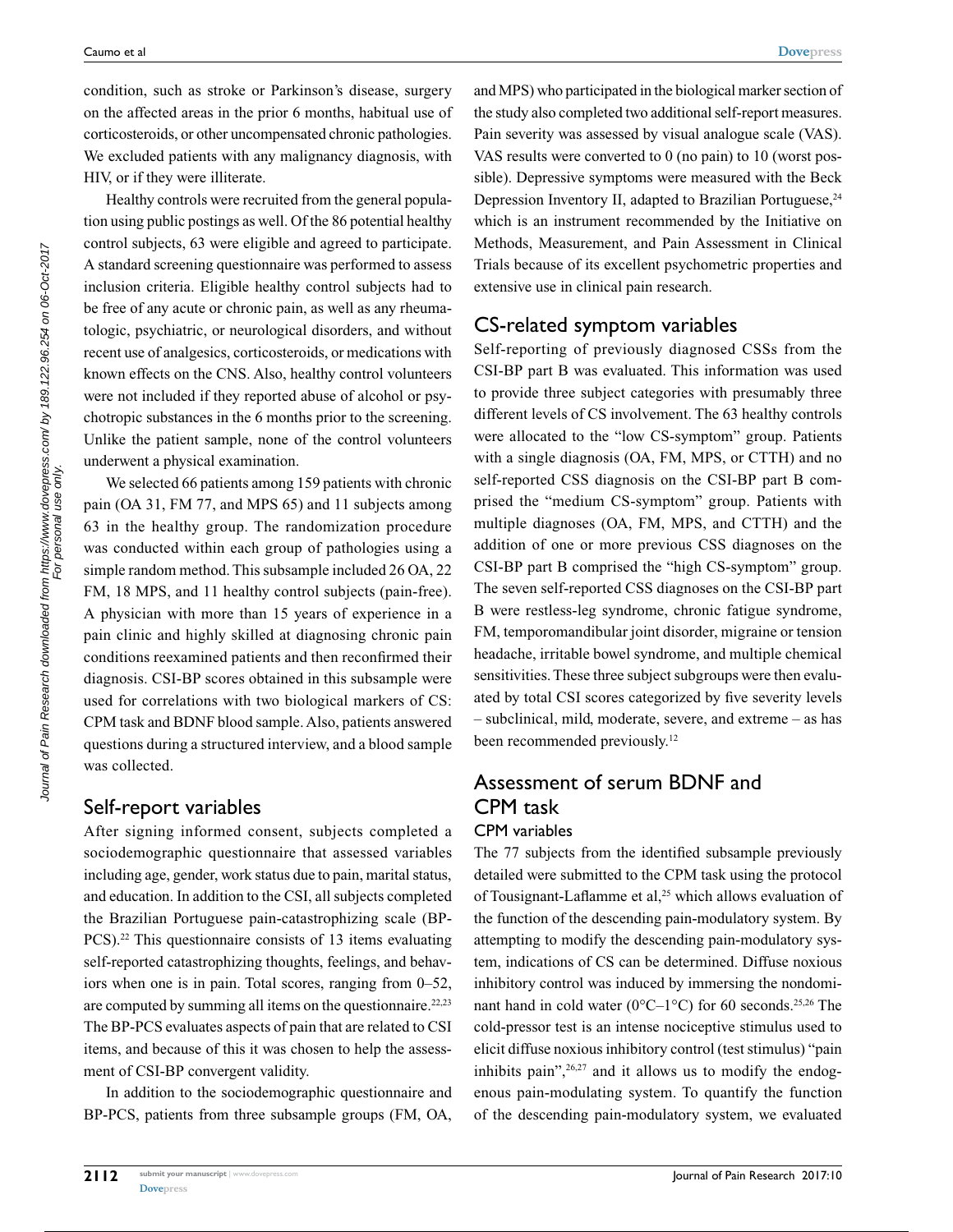condition, such as stroke or Parkinson's disease, surgery on the affected areas in the prior 6 months, habitual use of corticosteroids, or other uncompensated chronic pathologies. We excluded patients with any malignancy diagnosis, with HIV, or if they were illiterate.

Healthy controls were recruited from the general population using public postings as well. Of the 86 potential healthy control subjects, 63 were eligible and agreed to participate. A standard screening questionnaire was performed to assess inclusion criteria. Eligible healthy control subjects had to be free of any acute or chronic pain, as well as any rheumatologic, psychiatric, or neurological disorders, and without recent use of analgesics, corticosteroids, or medications with known effects on the CNS. Also, healthy control volunteers were not included if they reported abuse of alcohol or psychotropic substances in the 6 months prior to the screening. Unlike the patient sample, none of the control volunteers underwent a physical examination.

We selected 66 patients among 159 patients with chronic pain (OA 31, FM 77, and MPS 65) and 11 subjects among 63 in the healthy group. The randomization procedure was conducted within each group of pathologies using a simple random method. This subsample included 26 OA, 22 FM, 18 MPS, and 11 healthy control subjects (pain-free). A physician with more than 15 years of experience in a pain clinic and highly skilled at diagnosing chronic pain conditions reexamined patients and then reconfirmed their diagnosis. CSI-BP scores obtained in this subsample were used for correlations with two biological markers of CS: CPM task and BDNF blood sample. Also, patients answered questions during a structured interview, and a blood sample was collected.

## Self-report variables

After signing informed consent, subjects completed a sociodemographic questionnaire that assessed variables including age, gender, work status due to pain, marital status, and education. In addition to the CSI, all subjects completed the Brazilian Portuguese pain-catastrophizing scale (BP-PCS).[22] This questionnaire consists of 13 items evaluating self-reported catastrophizing thoughts, feelings, and behaviors when one is in pain. Total scores, ranging from 0–52, are computed by summing all items on the questionnaire.[22,23] The BP-PCS evaluates aspects of pain that are related to CSI items, and because of this it was chosen to help the assessment of CSI-BP convergent validity.

In addition to the sociodemographic questionnaire and BP-PCS, patients from three subsample groups (FM, OA, and MPS) who participated in the biological marker section of the study also completed two additional self-report measures. Pain severity was assessed by visual analogue scale (VAS). VAS results were converted to 0 (no pain) to 10 (worst possible). Depressive symptoms were measured with the Beck Depression Inventory II, adapted to Brazilian Portuguese,[24] which is an instrument recommended by the Initiative on Methods, Measurement, and Pain Assessment in Clinical Trials because of its excellent psychometric properties and extensive use in clinical pain research.

## CS-related symptom variables

Self-reporting of previously diagnosed CSSs from the CSI-BP part B was evaluated. This information was used to provide three subject categories with presumably three different levels of CS involvement. The 63 healthy controls were allocated to the "low CS-symptom" group. Patients with a single diagnosis (OA, FM, MPS, or CTTH) and no self-reported CSS diagnosis on the CSI-BP part B comprised the "medium CS-symptom" group. Patients with multiple diagnoses (OA, FM, MPS, and CTTH) and the addition of one or more previous CSS diagnoses on the CSI-BP part B comprised the "high CS-symptom" group. The seven self-reported CSS diagnoses on the CSI-BP part B were restless-leg syndrome, chronic fatigue syndrome, FM, temporomandibular joint disorder, migraine or tension headache, irritable bowel syndrome, and multiple chemical sensitivities. These three subject subgroups were then evaluated by total CSI scores categorized by five severity levels – subclinical, mild, moderate, severe, and extreme – as has been recommended previously.[12]

## Assessment of serum BDNF and CPM task

### CPM variables

The 77 subjects from the identified subsample previously detailed were submitted to the CPM task using the protocol of Tousignant-Laflamme et al,[25] which allows evaluation of the function of the descending pain-modulatory system. By attempting to modify the descending pain-modulatory system, indications of CS can be determined. Diffuse noxious inhibitory control was induced by immersing the nondominant hand in cold water (0°C–1°C) for 60 seconds.[25,26] The cold-pressor test is an intense nociceptive stimulus used to elicit diffuse noxious inhibitory control (test stimulus) "pain inhibits pain",[26,27] and it allows us to modify the endogenous pain-modulating system. To quantify the function of the descending pain-modulatory system, we evaluated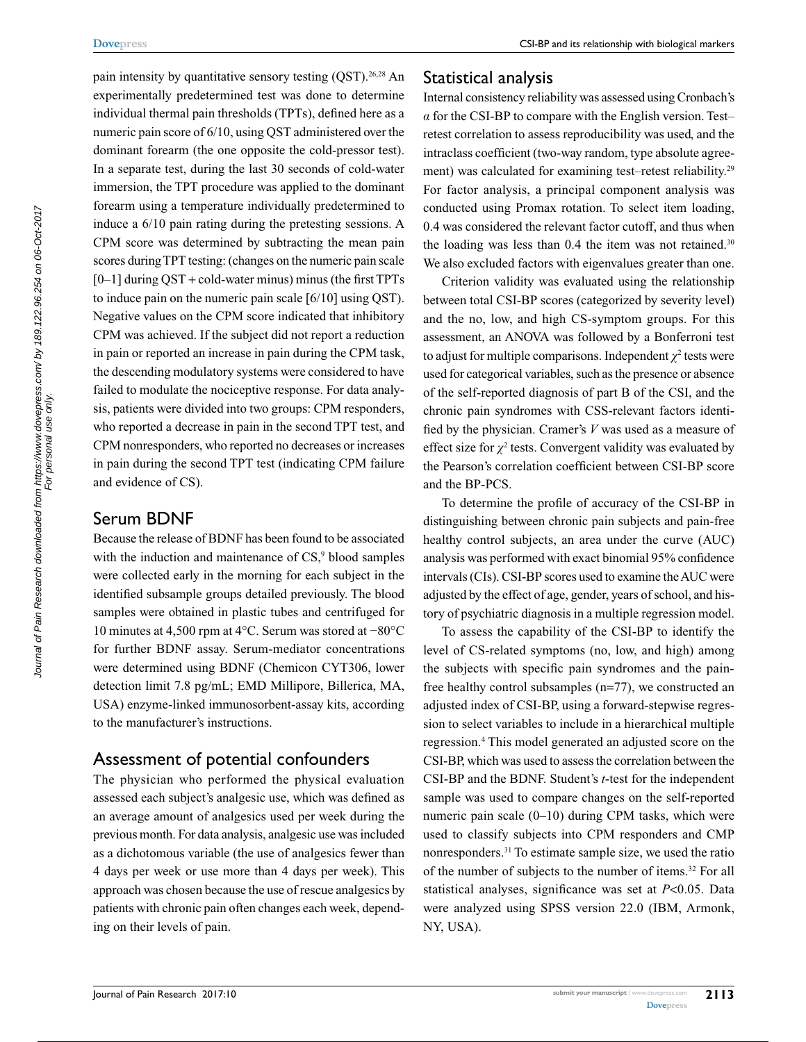pain intensity by quantitative sensory testing (QST).[26,28] An experimentally predetermined test was done to determine individual thermal pain thresholds (TPTs), defined here as a numeric pain score of 6/10, using QST administered over the dominant forearm (the one opposite the cold-pressor test). In a separate test, during the last 30 seconds of cold-water immersion, the TPT procedure was applied to the dominant forearm using a temperature individually predetermined to induce a 6/10 pain rating during the pretesting sessions. A CPM score was determined by subtracting the mean pain scores during TPT testing: (changes on the numeric pain scale [0–1] during QST + cold-water minus) minus (the first TPTs to induce pain on the numeric pain scale [6/10] using QST). Negative values on the CPM score indicated that inhibitory CPM was achieved. If the subject did not report a reduction in pain or reported an increase in pain during the CPM task, the descending modulatory systems were considered to have failed to modulate the nociceptive response. For data analysis, patients were divided into two groups: CPM responders, who reported a decrease in pain in the second TPT test, and CPM nonresponders, who reported no decreases or increases in pain during the second TPT test (indicating CPM failure and evidence of CS).

## Serum BDNF

Because the release of BDNF has been found to be associated with the induction and maintenance of CS,[9] blood samples were collected early in the morning for each subject in the identified subsample groups detailed previously. The blood samples were obtained in plastic tubes and centrifuged for 10 minutes at 4,500 rpm at 4°C. Serum was stored at −80°C for further BDNF assay. Serum-mediator concentrations were determined using BDNF (Chemicon CYT306, lower detection limit 7.8 pg/mL; EMD Millipore, Billerica, MA, USA) enzyme-linked immunosorbent-assay kits, according to the manufacturer's instructions.

## Assessment of potential confounders

The physician who performed the physical evaluation assessed each subject's analgesic use, which was defined as an average amount of analgesics used per week during the previous month. For data analysis, analgesic use was included as a dichotomous variable (the use of analgesics fewer than 4 days per week or use more than 4 days per week). This approach was chosen because the use of rescue analgesics by patients with chronic pain often changes each week, depending on their levels of pain.

## Statistical analysis

Internal consistency reliability was assessed using Cronbach's $\alpha$ for the CSI-BP to compare with the English version. Test–retest correlation to assess reproducibility was used, and the intraclass coefficient (two-way random, type absolute agreement) was calculated for examining test–retest reliability.[29] For factor analysis, a principal component analysis was conducted using Promax rotation. To select item loading, 0.4 was considered the relevant factor cutoff, and thus when the loading was less than 0.4 the item was not retained.[30] We also excluded factors with eigenvalues greater than one.

Criterion validity was evaluated using the relationship between total CSI-BP scores (categorized by severity level) and the no, low, and high CS-symptom groups. For this assessment, an ANOVA was followed by a Bonferroni test to adjust for multiple comparisons. Independent $\chi^2$ tests were used for categorical variables, such as the presence or absence of the self-reported diagnosis of part B of the CSI, and the chronic pain syndromes with CSS-relevant factors identified by the physician. Cramer's $V$ was used as a measure of effect size for $\chi^2$ tests. Convergent validity was evaluated by the Pearson's correlation coefficient between CSI-BP score and the BP-PCS.

To determine the profile of accuracy of the CSI-BP in distinguishing between chronic pain subjects and pain-free healthy control subjects, an area under the curve (AUC) analysis was performed with exact binomial 95% confidence intervals (CIs). CSI-BP scores used to examine the AUC were adjusted by the effect of age, gender, years of school, and history of psychiatric diagnosis in a multiple regression model.

To assess the capability of the CSI-BP to identify the level of CS-related symptoms (no, low, and high) among the subjects with specific pain syndromes and the pain-free healthy control subsamples (n=77), we constructed an adjusted index of CSI-BP, using a forward-stepwise regression to select variables to include in a hierarchical multiple regression.[4] This model generated an adjusted score on the CSI-BP, which was used to assess the correlation between the CSI-BP and the BDNF. Student's $t$-test for the independent sample was used to compare changes on the self-reported numeric pain scale (0–10) during CPM tasks, which were used to classify subjects into CPM responders and CMP nonresponders.[31] To estimate sample size, we used the ratio of the number of subjects to the number of items.[32] For all statistical analyses, significance was set at $P<0.05$. Data were analyzed using SPSS version 22.0 (IBM, Armonk, NY, USA).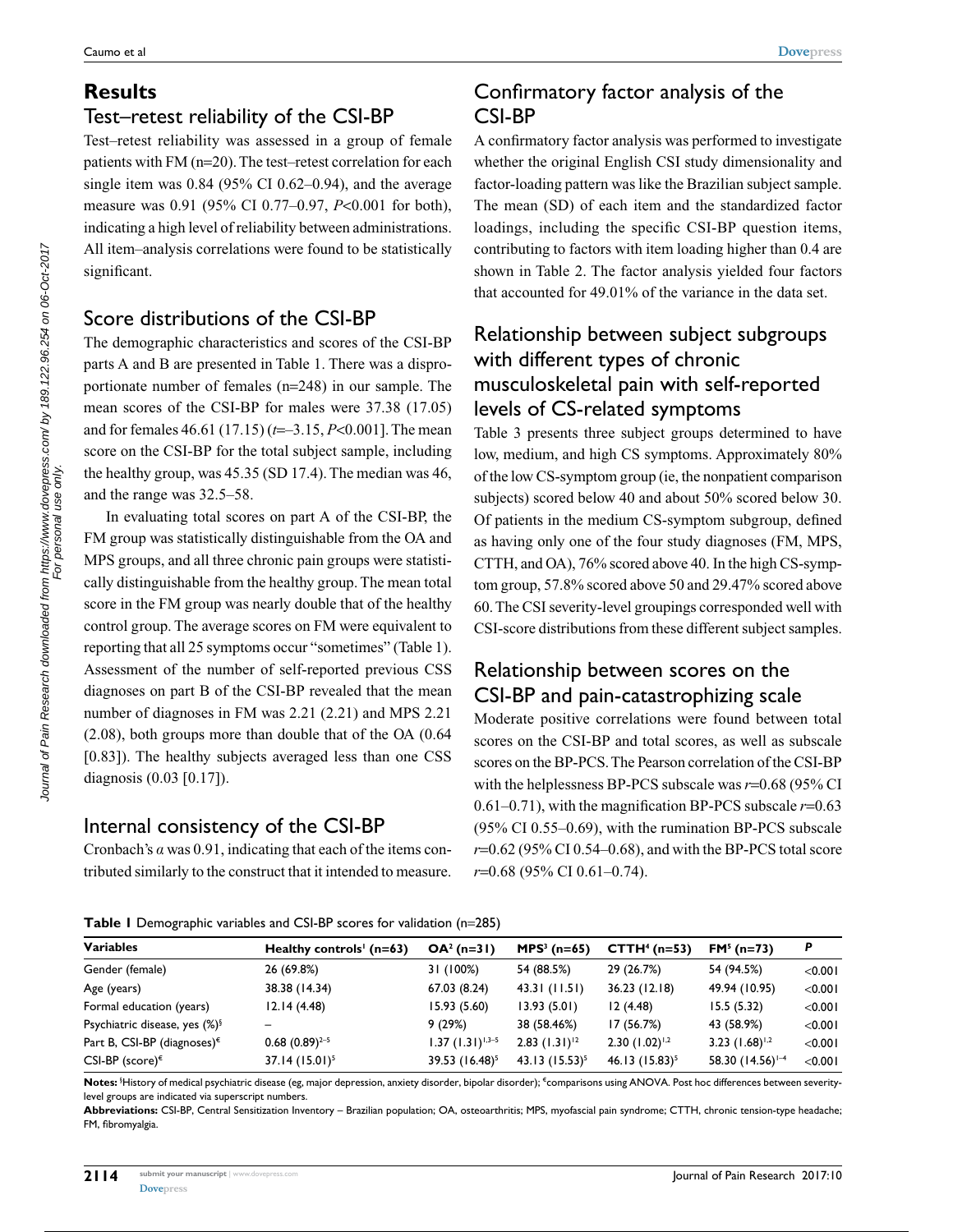# Results

## Test–retest reliability of the CSI-BP

Test–retest reliability was assessed in a group of female patients with FM (n=20). The test–retest correlation for each single item was 0.84 (95% CI 0.62–0.94), and the average measure was 0.91 (95% CI 0.77–0.97, $P<0.001$ for both), indicating a high level of reliability between administrations. All item–analysis correlations were found to be statistically significant.

## Score distributions of the CSI-BP

The demographic characteristics and scores of the CSI-BP parts A and B are presented in Table 1. There was a disproportionate number of females (n=248) in our sample. The mean scores of the CSI-BP for males were 37.38 (17.05) and for females 46.61 (17.15) ($t=-3.15$, $P<0.001$). The mean score on the CSI-BP for the total subject sample, including the healthy group, was 45.35 (SD 17.4). The median was 46, and the range was 32.5–58.

In evaluating total scores on part A of the CSI-BP, the FM group was statistically distinguishable from the OA and MPS groups, and all three chronic pain groups were statistically distinguishable from the healthy group. The mean total score in the FM group was nearly double that of the healthy control group. The average scores on FM were equivalent to reporting that all 25 symptoms occur "sometimes" (Table 1). Assessment of the number of self-reported previous CSS diagnoses on part B of the CSI-BP revealed that the mean number of diagnoses in FM was 2.21 (2.21) and MPS 2.21 (2.08), both groups more than double that of the OA (0.64 [0.83]). The healthy subjects averaged less than one CSS diagnosis (0.03 [0.17]).

## Internal consistency of the CSI-BP

Cronbach's $\alpha$ was 0.91, indicating that each of the items contributed similarly to the construct that it intended to measure.

## Confirmatory factor analysis of the CSI-BP

A confirmatory factor analysis was performed to investigate whether the original English CSI study dimensionality and factor-loading pattern was like the Brazilian subject sample. The mean (SD) of each item and the standardized factor loadings, including the specific CSI-BP question items, contributing to factors with item loading higher than 0.4 are shown in Table 2. The factor analysis yielded four factors that accounted for 49.01% of the variance in the data set.

## Relationship between subject subgroups with different types of chronic musculoskeletal pain with self-reported levels of CS-related symptoms

Table 3 presents three subject groups determined to have low, medium, and high CS symptoms. Approximately 80% of the low CS-symptom group (ie, the nonpatient comparison subjects) scored below 40 and about 50% scored below 30. Of patients in the medium CS-symptom subgroup, defined as having only one of the four study diagnoses (FM, MPS, CTTH, and OA), 76% scored above 40. In the high CS-symptom group, 57.8% scored above 50 and 29.47% scored above 60. The CSI severity-level groupings corresponded well with CSI-score distributions from these different subject samples.

## Relationship between scores on the CSI-BP and pain-catastrophizing scale

Moderate positive correlations were found between total scores on the CSI-BP and total scores, as well as subscale scores on the BP-PCS. The Pearson correlation of the CSI-BP with the helplessness BP-PCS subscale was $r=0.68$ (95% CI 0.61–0.71), with the magnification BP-PCS subscale $r=0.63$ (95% CI 0.55–0.69), with the rumination BP-PCS subscale $r=0.62$ (95% CI 0.54–0.68), and with the BP-PCS total score $r=0.68$ (95% CI 0.61–0.74).

**Table 1** Demographic variables and CSI-BP scores for validation (n=285)

| Variables | Healthy controls[1] (n=63) | OA[2] (n=31) | MPS[3] (n=65) | CTTH[4] (n=53) | FM[5] (n=73) | P |
|---|---|---|---|---|---|---|
| Gender (female) | 26 (69.8%) | 31 (100%) | 54 (88.5%) | 29 (26.7%) | 54 (94.5%) | <0.001 |
| Age (years) | 38.38 (14.34) | 67.03 (8.24) | 43.31 (11.51) | 36.23 (12.18) | 49.94 (10.95) | <0.001 |
| Formal education (years) | 12.14 (4.48) | 15.93 (5.60) | 13.93 (5.01) | 12 (4.48) | 15.5 (5.32) | <0.001 |
| Psychiatric disease, yes (%)[§] | – | 9 (29%) | 38 (58.46%) | 17 (56.7%) | 43 (58.9%) | <0.001 |
| Part B, CSI-BP (diagnoses)[€] | 0.68 (0.89)[2–5] | 1.37 (1.31)[1,3–5] | 2.83 (1.31)[12] | 2.30 (1.02)[1,2] | 3.23 (1.68)[1,2] | <0.001 |
| CSI-BP (score)[€] | 37.14 (15.01)[5] | 39.53 (16.48)[5] | 43.13 (15.53)[5] | 46.13 (15.83)[5] | 58.30 (14.56)[1–4] | <0.001 |

**Notes:** [§]History of medical psychiatric disease (eg, major depression, anxiety disorder, bipolar disorder); [€]comparisons using ANOVA. Post hoc differences between severity-level groups are indicated via superscript numbers.

**Abbreviations:** CSI-BP, Central Sensitization Inventory – Brazilian population; OA, osteoarthritis; MPS, myofascial pain syndrome; CTTH, chronic tension-type headache; FM, fibromyalgia.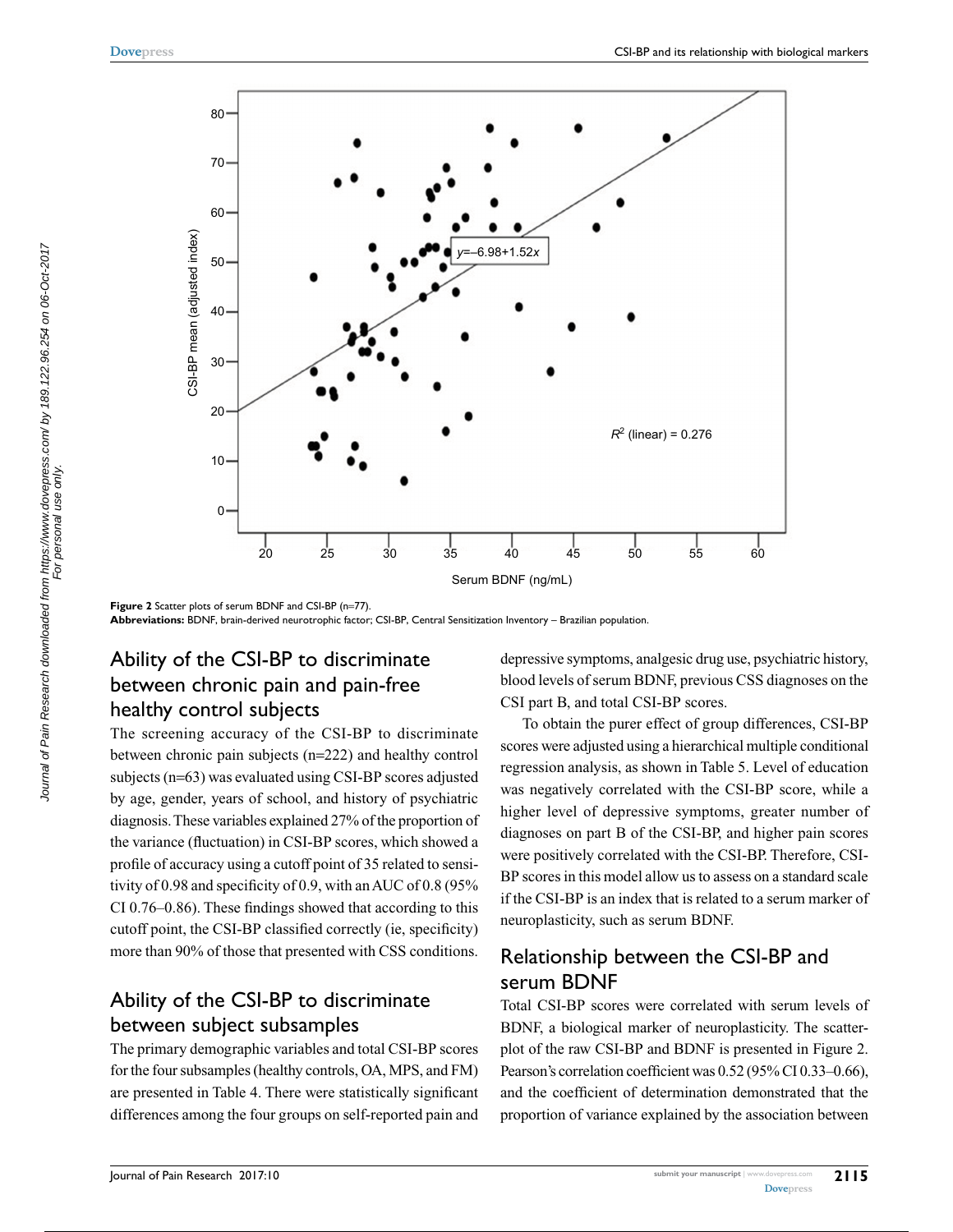Figure 2 Scatter plots of serum BDNF and CSI-BP (n=77).

**Abbreviations:** BDNF, brain-derived neurotrophic factor; CSI-BP, Central Sensitization Inventory – Brazilian population.

## Ability of the CSI-BP to discriminate between chronic pain and pain-free healthy control subjects

The screening accuracy of the CSI-BP to discriminate between chronic pain subjects (n=222) and healthy control subjects (n=63) was evaluated using CSI-BP scores adjusted by age, gender, years of school, and history of psychiatric diagnosis. These variables explained 27% of the proportion of the variance (fluctuation) in CSI-BP scores, which showed a profile of accuracy using a cutoff point of 35 related to sensitivity of 0.98 and specificity of 0.9, with an AUC of 0.8 (95% CI 0.76–0.86). These findings showed that according to this cutoff point, the CSI-BP classified correctly (ie, specificity) more than 90% of those that presented with CSS conditions.

## Ability of the CSI-BP to discriminate between subject subsamples

The primary demographic variables and total CSI-BP scores for the four subsamples (healthy controls, OA, MPS, and FM) are presented in Table 4. There were statistically significant differences among the four groups on self-reported pain and depressive symptoms, analgesic drug use, psychiatric history, blood levels of serum BDNF, previous CSS diagnoses on the CSI part B, and total CSI-BP scores.

To obtain the purer effect of group differences, CSI-BP scores were adjusted using a hierarchical multiple conditional regression analysis, as shown in Table 5. Level of education was negatively correlated with the CSI-BP score, while a higher level of depressive symptoms, greater number of diagnoses on part B of the CSI-BP, and higher pain scores were positively correlated with the CSI-BP. Therefore, CSI-BP scores in this model allow us to assess on a standard scale if the CSI-BP is an index that is related to a serum marker of neuroplasticity, such as serum BDNF.

## Relationship between the CSI-BP and serum BDNF

Total CSI-BP scores were correlated with serum levels of BDNF, a biological marker of neuroplasticity. The scatterplot of the raw CSI-BP and BDNF is presented in Figure 2. Pearson's correlation coefficient was 0.52 (95% CI 0.33–0.66), and the coefficient of determination demonstrated that the proportion of variance explained by the association between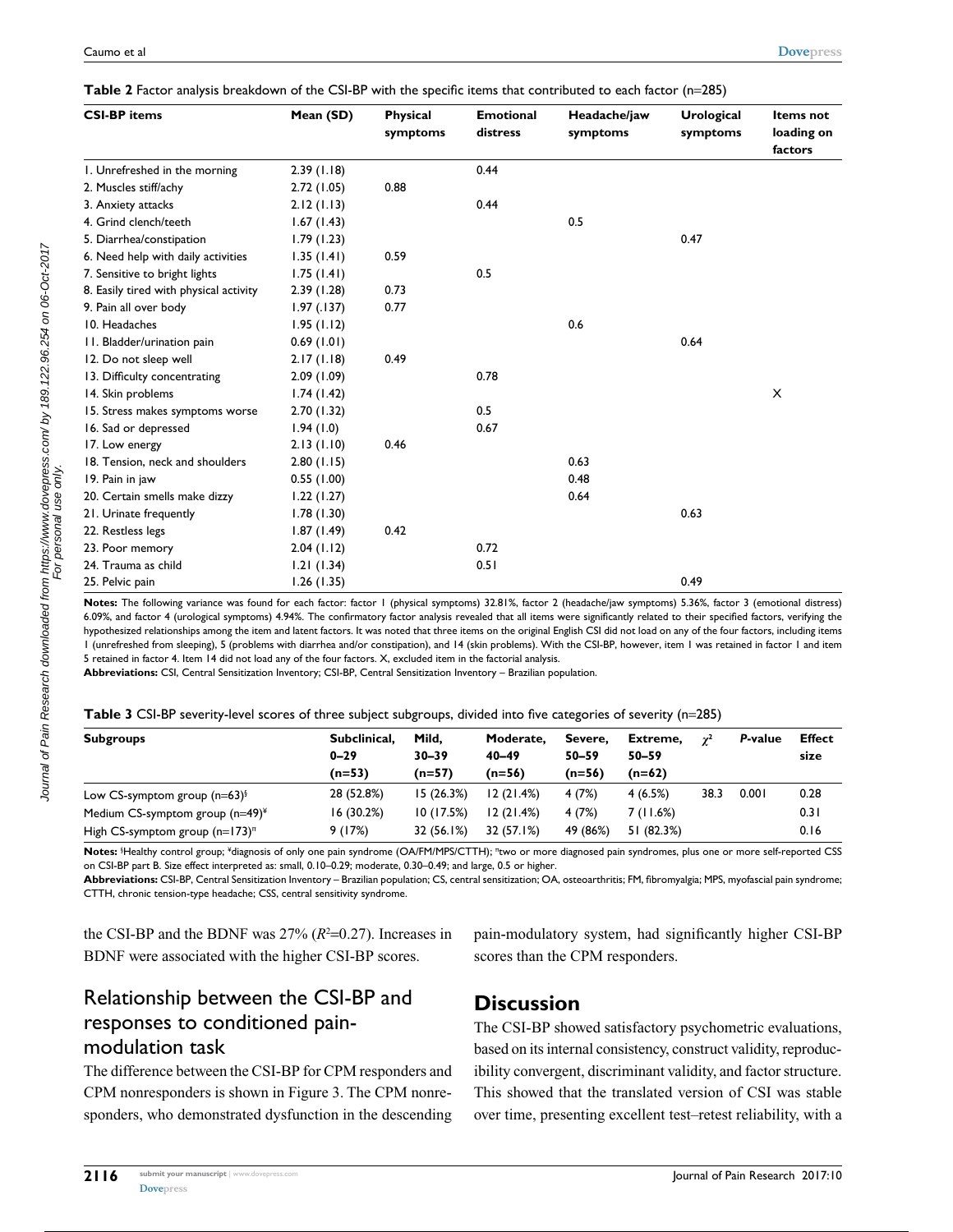**Table 2** Factor analysis breakdown of the CSI-BP with the specific items that contributed to each factor (n=285)

| CSI-BP items | Mean (SD) | Physical symptoms | Emotional distress | Headache/jaw symptoms | Urological symptoms | Items not loading on factors |
|---|---|---|---|---|---|---|
| 1. Unrefreshed in the morning | 2.39 (1.18) | | 0.44 | | | |
| 2. Muscles stiff/achy | 2.72 (1.05) | 0.88 | | | | |
| 3. Anxiety attacks | 2.12 (1.13) | | 0.44 | | | |
| 4. Grind clench/teeth | 1.67 (1.43) | | | 0.5 | | |
| 5. Diarrhea/constipation | 1.79 (1.23) | | | | 0.47 | |
| 6. Need help with daily activities | 1.35 (1.41) | 0.59 | | | | |
| 7. Sensitive to bright lights | 1.75 (1.41) | | 0.5 | | | |
| 8. Easily tired with physical activity | 2.39 (1.28) | 0.73 | | | | |
| 9. Pain all over body | 1.97 (.137) | 0.77 | | | | |
| 10. Headaches | 1.95 (1.12) | | | 0.6 | | |
| 11. Bladder/urination pain | 0.69 (1.01) | | | | 0.64 | |
| 12. Do not sleep well | 2.17 (1.18) | 0.49 | | | | |
| 13. Difficulty concentrating | 2.09 (1.09) | | 0.78 | | | |
| 14. Skin problems | 1.74 (1.42) | | | | | X |
| 15. Stress makes symptoms worse | 2.70 (1.32) | | 0.5 | | | |
| 16. Sad or depressed | 1.94 (1.0) | | 0.67 | | | |
| 17. Low energy | 2.13 (1.10) | 0.46 | | | | |
| 18. Tension, neck and shoulders | 2.80 (1.15) | | | 0.63 | | |
| 19. Pain in jaw | 0.55 (1.00) | | | 0.48 | | |
| 20. Certain smells make dizzy | 1.22 (1.27) | | | 0.64 | | |
| 21. Urinate frequently | 1.78 (1.30) | | | | 0.63 | |
| 22. Restless legs | 1.87 (1.49) | 0.42 | | | | |
| 23. Poor memory | 2.04 (1.12) | | 0.72 | | | |
| 24. Trauma as child | 1.21 (1.34) | | 0.51 | | | |
| 25. Pelvic pain | 1.26 (1.35) | | | | 0.49 | |

**Notes:** The following variance was found for each factor: factor 1 (physical symptoms) 32.81%, factor 2 (headache/jaw symptoms) 5.36%, factor 3 (emotional distress) 6.09%, and factor 4 (urological symptoms) 4.94%. The confirmatory factor analysis revealed that all items were significantly related to their specified factors, verifying the hypothesized relationships among the item and latent factors. It was noted that three items on the original English CSI did not load on any of the four factors, including items 1 (unrefreshed from sleeping), 5 (problems with diarrhea and/or constipation), and 14 (skin problems). With the CSI-BP, however, item 1 was retained in factor 1 and item 5 retained in factor 4. Item 14 did not load any of the four factors. X, excluded item in the factorial analysis.
**Abbreviations:** CSI, Central Sensitization Inventory; CSI-BP, Central Sensitization Inventory – Brazilian population.

**Table 3** CSI-BP severity-level scores of three subject subgroups, divided into five categories of severity (n=285)

| Subgroups | Subclinical, 0–29 (n=53) | Mild, 30–39 (n=57) | Moderate, 40–49 (n=56) | Severe, 50–59 (n=56) | Extreme, 50–59 (n=62) | $\chi^2$ | *P*-value | Effect size |
|---|---|---|---|---|---|---|---|---|
| Low CS-symptom group (n=63)[§] | 28 (52.8%) | 15 (26.3%) | 12 (21.4%) | 4 (7%) | 4 (6.5%) | 38.3 | 0.001 | 0.28 |
| Medium CS-symptom group (n=49)[¥] | 16 (30.2%) | 10 (17.5%) | 12 (21.4%) | 4 (7%) | 7 (11.6%) | | | 0.31 |
| High CS-symptom group (n=173)[¤] | 9 (17%) | 32 (56.1%) | 32 (57.1%) | 49 (86%) | 51 (82.3%) | | | 0.16 |

**Notes:** [§]Healthy control group; [¥]diagnosis of only one pain syndrome (OA/FM/MPS/CTTH); [¤]two or more diagnosed pain syndromes, plus one or more self-reported CSS on CSI-BP part B. Size effect interpreted as: small, 0.10–0.29; moderate, 0.30–0.49; and large, 0.5 or higher.
**Abbreviations:** CSI-BP, Central Sensitization Inventory – Brazilian population; CS, central sensitization; OA, osteoarthritis; FM, fibromyalgia; MPS, myofascial pain syndrome; CTTH, chronic tension-type headache; CSS, central sensitivity syndrome.

the CSI-BP and the BDNF was 27% ($R^2$=0.27). Increases in BDNF were associated with the higher CSI-BP scores.

## Relationship between the CSI-BP and responses to conditioned pain-modulation task

The difference between the CSI-BP for CPM responders and CPM nonresponders is shown in Figure 3. The CPM nonresponders, who demonstrated dysfunction in the descending pain-modulatory system, had significantly higher CSI-BP scores than the CPM responders.

# Discussion

The CSI-BP showed satisfactory psychometric evaluations, based on its internal consistency, construct validity, reproducibility convergent, discriminant validity, and factor structure. This showed that the translated version of CSI was stable over time, presenting excellent test–retest reliability, with a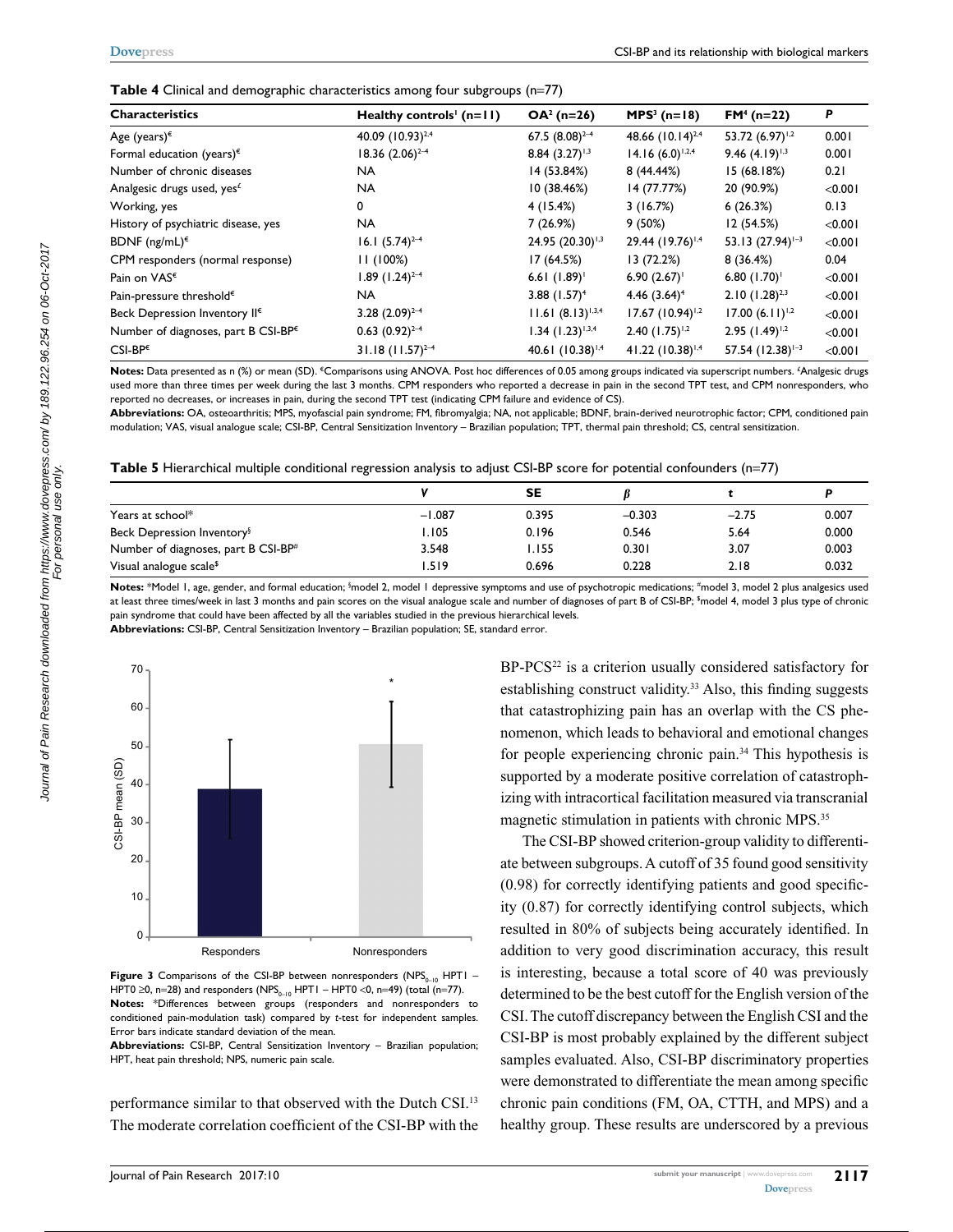**Table 4** Clinical and demographic characteristics among four subgroups (n=77)

| Characteristics | Healthy controls[1] (n=11) | OA[2] (n=26) | MPS[3] (n=18) | FM[4] (n=22) | P |
|---|---|---|---|---|---|
| Age (years)[€] | 40.09 (10.93)[2,4] | 67.5 (8.08)[2–4] | 48.66 (10.14)[2,4] | 53.72 (6.97)[1,2] | 0.001 |
| Formal education (years)[€] | 18.36 (2.06)[2–4] | 8.84 (3.27)[1,3] | 14.16 (6.0)[1,2,4] | 9.46 (4.19)[1,3] | 0.001 |
| Number of chronic diseases | NA | 14 (53.84%) | 8 (44.44%) | 15 (68.18%) | 0.21 |
| Analgesic drugs used, yes[£] | NA | 10 (38.46%) | 14 (77.77%) | 20 (90.9%) | <0.001 |
| Working, yes | 0 | 4 (15.4%) | 3 (16.7%) | 6 (26.3%) | 0.13 |
| History of psychiatric disease, yes | NA | 7 (26.9%) | 9 (50%) | 12 (54.5%) | <0.001 |
| BDNF (ng/mL)[€] | 16.1 (5.74)[2–4] | 24.95 (20.30)[1,3] | 29.44 (19.76)[1,4] | 53.13 (27.94)[1–3] | <0.001 |
| CPM responders (normal response) | 11 (100%) | 17 (64.5%) | 13 (72.2%) | 8 (36.4%) | 0.04 |
| Pain on VAS[€] | 1.89 (1.24)[2–4] | 6.61 (1.89)[1] | 6.90 (2.67)[1] | 6.80 (1.70)[1] | <0.001 |
| Pain-pressure threshold[€] | NA | 3.88 (1.57)[4] | 4.46 (3.64)[4] | 2.10 (1.28)[2,3] | <0.001 |
| Beck Depression Inventory II[€] | 3.28 (2.09)[2–4] | 11.61 (8.13)[1,3,4] | 17.67 (10.94)[1,2] | 17.00 (6.11)[1,2] | <0.001 |
| Number of diagnoses, part B CSI-BP[€] | 0.63 (0.92)[2–4] | 1.34 (1.23)[1,3,4] | 2.40 (1.75)[1,2] | 2.95 (1.49)[1,2] | <0.001 |
| CSI-BP[€] | 31.18 (11.57)[2–4] | 40.61 (10.38)[1,4] | 41.22 (10.38)[1,4] | 57.54 (12.38)[1–3] | <0.001 |

**Notes:** Data presented as n (%) or mean (SD). €Comparisons using ANOVA. Post hoc differences of 0.05 among groups indicated via superscript numbers. £Analgesic drugs used more than three times per week during the last 3 months. CPM responders who reported a decrease in pain in the second TPT test, and CPM nonresponders, who reported no decreases, or increases in pain, during the second TPT test (indicating CPM failure and evidence of CS).
**Abbreviations:** OA, osteoarthritis; MPS, myofascial pain syndrome; FM, fibromyalgia; NA, not applicable; BDNF, brain-derived neurotrophic factor; CPM, conditioned pain modulation; VAS, visual analogue scale; CSI-BP, Central Sensitization Inventory – Brazilian population; TPT, thermal pain threshold; CS, central sensitization.

**Table 5** Hierarchical multiple conditional regression analysis to adjust CSI-BP score for potential confounders (n=77)

| | V | SE | β | t | P |
|---|---|---|---|---|---|
| Years at school* | −1.087 | 0.395 | −0.303 | −2.75 | 0.007 |
| Beck Depression Inventory§ | 1.105 | 0.196 | 0.546 | 5.64 | 0.000 |
| Number of diagnoses, part B CSI-BP# | 3.548 | 1.155 | 0.301 | 3.07 | 0.003 |
| Visual analogue scale$ | 1.519 | 0.696 | 0.228 | 2.18 | 0.032 |

**Notes:** *Model 1, age, gender, and formal education; §model 2, model 1 depressive symptoms and use of psychotropic medications; #model 3, model 2 plus analgesics used at least three times/week in last 3 months and pain scores on the visual analogue scale and number of diagnoses of part B of CSI-BP; $model 4, model 3 plus type of chronic pain syndrome that could have been affected by all the variables studied in the previous hierarchical levels.
**Abbreviations:** CSI-BP, Central Sensitization Inventory – Brazilian population; SE, standard error.

**Figure 3** Comparisons of the CSI-BP between nonresponders ($NPS_{0-10}$ HPT1 – HPT0 ≥0, n=28) and responders ($NPS_{0-10}$ HPT1 – HPT0 <0, n=49) (total (n=77).
**Notes:** *Differences between groups (responders and nonresponders to conditioned pain-modulation task) compared by t-test for independent samples. Error bars indicate standard deviation of the mean.
**Abbreviations:** CSI-BP, Central Sensitization Inventory – Brazilian population; HPT, heat pain threshold; NPS, numeric pain scale.

performance similar to that observed with the Dutch CSI.[13] The moderate correlation coefficient of the CSI-BP with the BP-PCS[22] is a criterion usually considered satisfactory for establishing construct validity.[33] Also, this finding suggests that catastrophizing pain has an overlap with the CS phenomenon, which leads to behavioral and emotional changes for people experiencing chronic pain.[34] This hypothesis is supported by a moderate positive correlation of catastrophizing with intracortical facilitation measured via transcranial magnetic stimulation in patients with chronic MPS.[35]

The CSI-BP showed criterion-group validity to differentiate between subgroups. A cutoff of 35 found good sensitivity (0.98) for correctly identifying patients and good specificity (0.87) for correctly identifying control subjects, which resulted in 80% of subjects being accurately identified. In addition to very good discrimination accuracy, this result is interesting, because a total score of 40 was previously determined to be the best cutoff for the English version of the CSI. The cutoff discrepancy between the English CSI and the CSI-BP is most probably explained by the different subject samples evaluated. Also, CSI-BP discriminatory properties were demonstrated to differentiate the mean among specific chronic pain conditions (FM, OA, CTTH, and MPS) and a healthy group. These results are underscored by a previous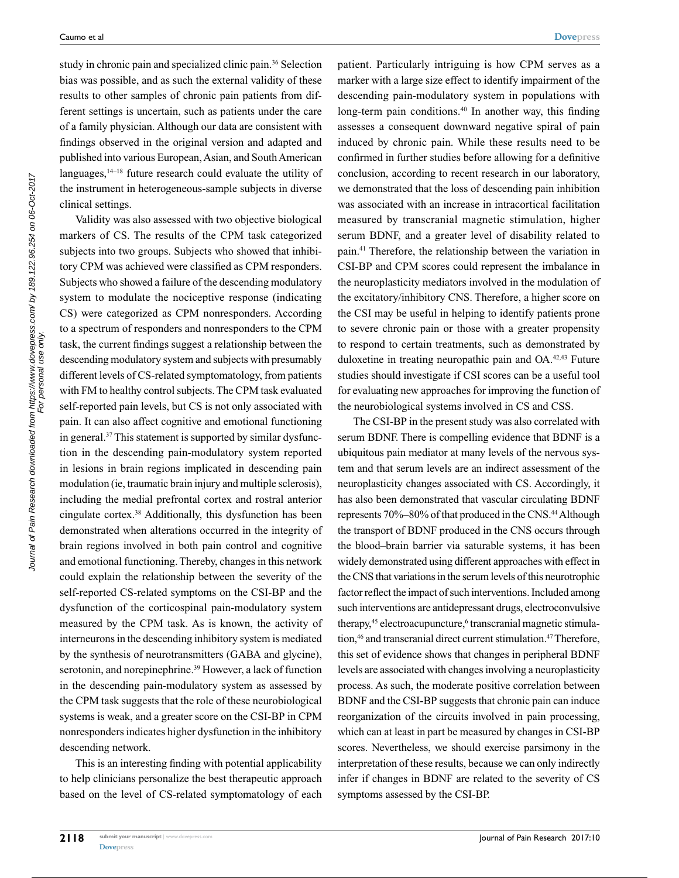study in chronic pain and specialized clinic pain.[36] Selection bias was possible, and as such the external validity of these results to other samples of chronic pain patients from different settings is uncertain, such as patients under the care of a family physician. Although our data are consistent with findings observed in the original version and adapted and published into various European, Asian, and South American languages,[14–18] future research could evaluate the utility of the instrument in heterogeneous-sample subjects in diverse clinical settings.

Validity was also assessed with two objective biological markers of CS. The results of the CPM task categorized subjects into two groups. Subjects who showed that inhibitory CPM was achieved were classified as CPM responders. Subjects who showed a failure of the descending modulatory system to modulate the nociceptive response (indicating CS) were categorized as CPM nonresponders. According to a spectrum of responders and nonresponders to the CPM task, the current findings suggest a relationship between the descending modulatory system and subjects with presumably different levels of CS-related symptomatology, from patients with FM to healthy control subjects. The CPM task evaluated self-reported pain levels, but CS is not only associated with pain. It can also affect cognitive and emotional functioning in general.[37] This statement is supported by similar dysfunction in the descending pain-modulatory system reported in lesions in brain regions implicated in descending pain modulation (ie, traumatic brain injury and multiple sclerosis), including the medial prefrontal cortex and rostral anterior cingulate cortex.[38] Additionally, this dysfunction has been demonstrated when alterations occurred in the integrity of brain regions involved in both pain control and cognitive and emotional functioning. Thereby, changes in this network could explain the relationship between the severity of the self-reported CS-related symptoms on the CSI-BP and the dysfunction of the corticospinal pain-modulatory system measured by the CPM task. As is known, the activity of interneurons in the descending inhibitory system is mediated by the synthesis of neurotransmitters (GABA and glycine), serotonin, and norepinephrine.[39] However, a lack of function in the descending pain-modulatory system as assessed by the CPM task suggests that the role of these neurobiological systems is weak, and a greater score on the CSI-BP in CPM nonresponders indicates higher dysfunction in the inhibitory descending network.

This is an interesting finding with potential applicability to help clinicians personalize the best therapeutic approach based on the level of CS-related symptomatology of each patient. Particularly intriguing is how CPM serves as a marker with a large size effect to identify impairment of the descending pain-modulatory system in populations with long-term pain conditions.[40] In another way, this finding assesses a consequent downward negative spiral of pain induced by chronic pain. While these results need to be confirmed in further studies before allowing for a definitive conclusion, according to recent research in our laboratory, we demonstrated that the loss of descending pain inhibition was associated with an increase in intracortical facilitation measured by transcranial magnetic stimulation, higher serum BDNF, and a greater level of disability related to pain.[41] Therefore, the relationship between the variation in CSI-BP and CPM scores could represent the imbalance in the neuroplasticity mediators involved in the modulation of the excitatory/inhibitory CNS. Therefore, a higher score on the CSI may be useful in helping to identify patients prone to severe chronic pain or those with a greater propensity to respond to certain treatments, such as demonstrated by duloxetine in treating neuropathic pain and OA.[42,43] Future studies should investigate if CSI scores can be a useful tool for evaluating new approaches for improving the function of the neurobiological systems involved in CS and CSS.

The CSI-BP in the present study was also correlated with serum BDNF. There is compelling evidence that BDNF is a ubiquitous pain mediator at many levels of the nervous system and that serum levels are an indirect assessment of the neuroplasticity changes associated with CS. Accordingly, it has also been demonstrated that vascular circulating BDNF represents 70%–80% of that produced in the CNS.[44] Although the transport of BDNF produced in the CNS occurs through the blood–brain barrier via saturable systems, it has been widely demonstrated using different approaches with effect in the CNS that variations in the serum levels of this neurotrophic factor reflect the impact of such interventions. Included among such interventions are antidepressant drugs, electroconvulsive therapy,[45] electroacupuncture,[6] transcranial magnetic stimulation,[46] and transcranial direct current stimulation.[47] Therefore, this set of evidence shows that changes in peripheral BDNF levels are associated with changes involving a neuroplasticity process. As such, the moderate positive correlation between BDNF and the CSI-BP suggests that chronic pain can induce reorganization of the circuits involved in pain processing, which can at least in part be measured by changes in CSI-BP scores. Nevertheless, we should exercise parsimony in the interpretation of these results, because we can only indirectly infer if changes in BDNF are related to the severity of CS symptoms assessed by the CSI-BP.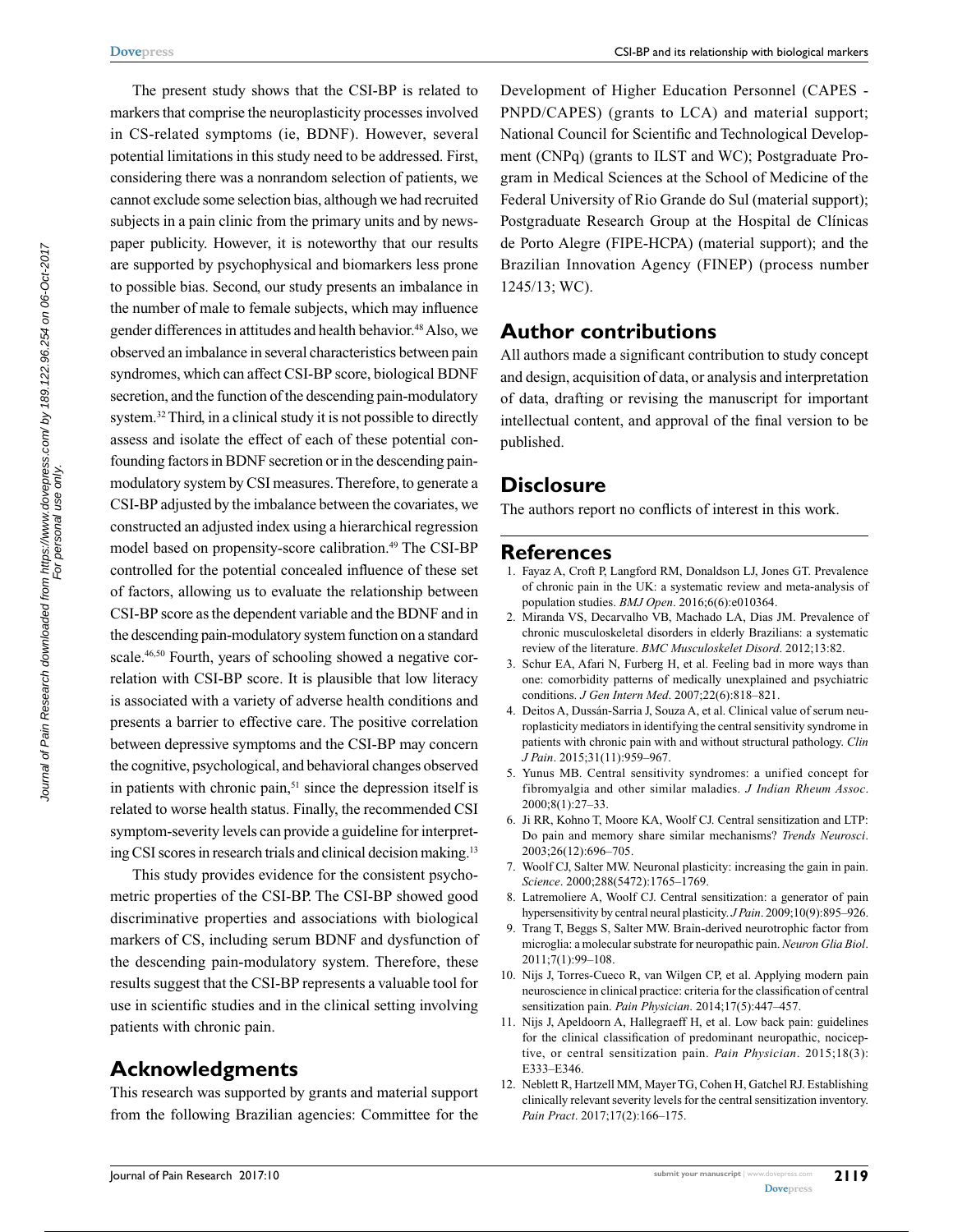The present study shows that the CSI-BP is related to markers that comprise the neuroplasticity processes involved in CS-related symptoms (ie, BDNF). However, several potential limitations in this study need to be addressed. First, considering there was a nonrandom selection of patients, we cannot exclude some selection bias, although we had recruited subjects in a pain clinic from the primary units and by newspaper publicity. However, it is noteworthy that our results are supported by psychophysical and biomarkers less prone to possible bias. Second, our study presents an imbalance in the number of male to female subjects, which may influence gender differences in attitudes and health behavior.[48] Also, we observed an imbalance in several characteristics between pain syndromes, which can affect CSI-BP score, biological BDNF secretion, and the function of the descending pain-modulatory system.[32] Third, in a clinical study it is not possible to directly assess and isolate the effect of each of these potential confounding factors in BDNF secretion or in the descending pain-modulatory system by CSI measures. Therefore, to generate a CSI-BP adjusted by the imbalance between the covariates, we constructed an adjusted index using a hierarchical regression model based on propensity-score calibration.[49] The CSI-BP controlled for the potential concealed influence of these set of factors, allowing us to evaluate the relationship between CSI-BP score as the dependent variable and the BDNF and in the descending pain-modulatory system function on a standard scale.[46,50] Fourth, years of schooling showed a negative correlation with CSI-BP score. It is plausible that low literacy is associated with a variety of adverse health conditions and presents a barrier to effective care. The positive correlation between depressive symptoms and the CSI-BP may concern the cognitive, psychological, and behavioral changes observed in patients with chronic pain,[51] since the depression itself is related to worse health status. Finally, the recommended CSI symptom-severity levels can provide a guideline for interpreting CSI scores in research trials and clinical decision making.[13]

This study provides evidence for the consistent psychometric properties of the CSI-BP. The CSI-BP showed good discriminative properties and associations with biological markers of CS, including serum BDNF and dysfunction of the descending pain-modulatory system. Therefore, these results suggest that the CSI-BP represents a valuable tool for use in scientific studies and in the clinical setting involving patients with chronic pain.

## Acknowledgments

This research was supported by grants and material support from the following Brazilian agencies: Committee for the Development of Higher Education Personnel (CAPES - PNPD/CAPES) (grants to LCA) and material support; National Council for Scientific and Technological Development (CNPq) (grants to ILST and WC); Postgraduate Program in Medical Sciences at the School of Medicine of the Federal University of Rio Grande do Sul (material support); Postgraduate Research Group at the Hospital de Clínicas de Porto Alegre (FIPE-HCPA) (material support); and the Brazilian Innovation Agency (FINEP) (process number 1245/13; WC).

## Author contributions

All authors made a significant contribution to study concept and design, acquisition of data, or analysis and interpretation of data, drafting or revising the manuscript for important intellectual content, and approval of the final version to be published.

## Disclosure

The authors report no conflicts of interest in this work.

## References

1. Fayaz A, Croft P, Langford RM, Donaldson LJ, Jones GT. Prevalence of chronic pain in the UK: a systematic review and meta-analysis of population studies. *BMJ Open*. 2016;6(6):e010364.
2. Miranda VS, Decarvalho VB, Machado LA, Dias JM. Prevalence of chronic musculoskeletal disorders in elderly Brazilians: a systematic review of the literature. *BMC Musculoskelet Disord*. 2012;13:82.
3. Schur EA, Afari N, Furberg H, et al. Feeling bad in more ways than one: comorbidity patterns of medically unexplained and psychiatric conditions. *J Gen Intern Med*. 2007;22(6):818–821.
4. Deitos A, Dussán-Sarria J, Souza A, et al. Clinical value of serum neuroplasticity mediators in identifying the central sensitivity syndrome in patients with chronic pain with and without structural pathology. *Clin J Pain*. 2015;31(11):959–967.
5. Yunus MB. Central sensitivity syndromes: a unified concept for fibromyalgia and other similar maladies. *J Indian Rheum Assoc*. 2000;8(1):27–33.
6. Ji RR, Kohno T, Moore KA, Woolf CJ. Central sensitization and LTP: Do pain and memory share similar mechanisms? *Trends Neurosci*. 2003;26(12):696–705.
7. Woolf CJ, Salter MW. Neuronal plasticity: increasing the gain in pain. *Science*. 2000;288(5472):1765–1769.
8. Latremoliere A, Woolf CJ. Central sensitization: a generator of pain hypersensitivity by central neural plasticity. *J Pain*. 2009;10(9):895–926.
9. Trang T, Beggs S, Salter MW. Brain-derived neurotrophic factor from microglia: a molecular substrate for neuropathic pain. *Neuron Glia Biol*. 2011;7(1):99–108.
10. Nijs J, Torres-Cueco R, van Wilgen CP, et al. Applying modern pain neuroscience in clinical practice: criteria for the classification of central sensitization pain. *Pain Physician*. 2014;17(5):447–457.
11. Nijs J, Apeldoorn A, Hallegraeff H, et al. Low back pain: guidelines for the clinical classification of predominant neuropathic, nociceptive, or central sensitization pain. *Pain Physician*. 2015;18(3):E333–E346.
12. Neblett R, Hartzell MM, Mayer TG, Cohen H, Gatchel RJ. Establishing clinically relevant severity levels for the central sensitization inventory. *Pain Pract*. 2017;17(2):166–175.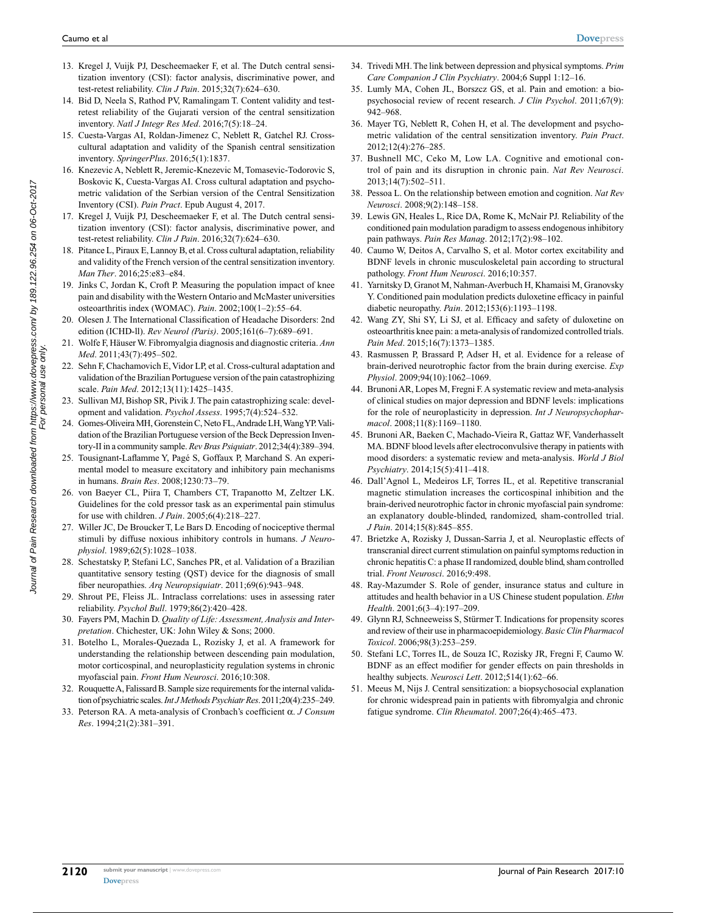13. Kregel J, Vuijk PJ, Descheemaeker F, et al. The Dutch central sensitization inventory (CSI): factor analysis, discriminative power, and test-retest reliability. *Clin J Pain*. 2015;32(7):624–630.
14. Bid D, Neela S, Rathod PV, Ramalingam T. Content validity and test-retest reliability of the Gujarati version of the central sensitization inventory. *Natl J Integr Res Med*. 2016;7(5):18–24.
15. Cuesta-Vargas AI, Roldan-Jimenez C, Neblett R, Gatchel RJ. Cross-cultural adaptation and validity of the Spanish central sensitization inventory. *SpringerPlus*. 2016;5(1):1837.
16. Knezevic A, Neblett R, Jeremic-Knezevic M, Tomasevic-Todorovic S, Boskovic K, Cuesta-Vargas AI. Cross cultural adaptation and psychometric validation of the Serbian version of the Central Sensitization Inventory (CSI). *Pain Pract*. Epub August 4, 2017.
17. Kregel J, Vuijk PJ, Descheemaeker F, et al. The Dutch central sensitization inventory (CSI): factor analysis, discriminative power, and test-retest reliability. *Clin J Pain*. 2016;32(7):624–630.
18. Pitance L, Piraux E, Lannoy B, et al. Cross cultural adaptation, reliability and validity of the French version of the central sensitization inventory. *Man Ther*. 2016;25:e83–e84.
19. Jinks C, Jordan K, Croft P. Measuring the population impact of knee pain and disability with the Western Ontario and McMaster universities osteoarthritis index (WOMAC). *Pain*. 2002;100(1–2):55–64.
20. Olesen J. The International Classification of Headache Disorders: 2nd edition (ICHD-ll). *Rev Neurol (Paris)*. 2005;161(6–7):689–691.
21. Wolfe F, Häuser W. Fibromyalgia diagnosis and diagnostic criteria. *Ann Med*. 2011;43(7):495–502.
22. Sehn F, Chachamovich E, Vidor LP, et al. Cross-cultural adaptation and validation of the Brazilian Portuguese version of the pain catastrophizing scale. *Pain Med*. 2012;13(11):1425–1435.
23. Sullivan MJ, Bishop SR, Pivik J. The pain catastrophizing scale: development and validation. *Psychol Assess*. 1995;7(4):524–532.
24. Gomes-Oliveira MH, Gorenstein C, Neto FL, Andrade LH, Wang YP. Validation of the Brazilian Portuguese version of the Beck Depression Inventory-II in a community sample. *Rev Bras Psiquiatr*. 2012;34(4):389–394.
25. Tousignant-Laflamme Y, Pagé S, Goffaux P, Marchand S. An experimental model to measure excitatory and inhibitory pain mechanisms in humans. *Brain Res*. 2008;1230:73–79.
26. von Baeyer CL, Piira T, Chambers CT, Trapanotto M, Zeltzer LK. Guidelines for the cold pressor task as an experimental pain stimulus for use with children. *J Pain*. 2005;6(4):218–227.
27. Willer JC, De Broucker T, Le Bars D. Encoding of nociceptive thermal stimuli by diffuse noxious inhibitory controls in humans. *J Neurophysiol*. 1989;62(5):1028–1038.
28. Schestatsky P, Stefani LC, Sanches PR, et al. Validation of a Brazilian quantitative sensory testing (QST) device for the diagnosis of small fiber neuropathies. *Arq Neuropsiquiatr*. 2011;69(6):943–948.
29. Shrout PE, Fleiss JL. Intraclass correlations: uses in assessing rater reliability. *Psychol Bull*. 1979;86(2):420–428.
30. Fayers PM, Machin D. *Quality of Life: Assessment, Analysis and Interpretation*. Chichester, UK: John Wiley & Sons; 2000.
31. Botelho L, Morales-Quezada L, Rozisky J, et al. A framework for understanding the relationship between descending pain modulation, motor corticospinal, and neuroplasticity regulation systems in chronic myofascial pain. *Front Hum Neurosci*. 2016;10:308.
32. Rouquette A, Falissard B. Sample size requirements for the internal validation of psychiatric scales. *Int J Methods Psychiatr Res*. 2011;20(4):235–249.
33. Peterson RA. A meta-analysis of Cronbach's coefficient α. *J Consum Res*. 1994;21(2):381–391.
34. Trivedi MH. The link between depression and physical symptoms. *Prim Care Companion J Clin Psychiatry*. 2004;6 Suppl 1:12–16.
35. Lumly MA, Cohen JL, Borszcz GS, et al. Pain and emotion: a biopsychosocial review of recent research. *J Clin Psychol*. 2011;67(9):942–968.
36. Mayer TG, Neblett R, Cohen H, et al. The development and psychometric validation of the central sensitization inventory. *Pain Pract*. 2012;12(4):276–285.
37. Bushnell MC, Ceko M, Low LA. Cognitive and emotional control of pain and its disruption in chronic pain. *Nat Rev Neurosci*. 2013;14(7):502–511.
38. Pessoa L. On the relationship between emotion and cognition. *Nat Rev Neurosci*. 2008;9(2):148–158.
39. Lewis GN, Heales L, Rice DA, Rome K, McNair PJ. Reliability of the conditioned pain modulation paradigm to assess endogenous inhibitory pain pathways. *Pain Res Manag*. 2012;17(2):98–102.
40. Caumo W, Deitos A, Carvalho S, et al. Motor cortex excitability and BDNF levels in chronic musculoskeletal pain according to structural pathology. *Front Hum Neurosci*. 2016;10:357.
41. Yarnitsky D, Granot M, Nahman-Averbuch H, Khamaisi M, Granovsky Y. Conditioned pain modulation predicts duloxetine efficacy in painful diabetic neuropathy. *Pain*. 2012;153(6):1193–1198.
42. Wang ZY, Shi SY, Li SJ, et al. Efficacy and safety of duloxetine on osteoarthritis knee pain: a meta-analysis of randomized controlled trials. *Pain Med*. 2015;16(7):1373–1385.
43. Rasmussen P, Brassard P, Adser H, et al. Evidence for a release of brain-derived neurotrophic factor from the brain during exercise. *Exp Physiol*. 2009;94(10):1062–1069.
44. Brunoni AR, Lopes M, Fregni F. A systematic review and meta-analysis of clinical studies on major depression and BDNF levels: implications for the role of neuroplasticity in depression. *Int J Neuropsychopharmacol*. 2008;11(8):1169–1180.
45. Brunoni AR, Baeken C, Machado-Vieira R, Gattaz WF, Vanderhasselt MA. BDNF blood levels after electroconvulsive therapy in patients with mood disorders: a systematic review and meta-analysis. *World J Biol Psychiatry*. 2014;15(5):411–418.
46. Dall'Agnol L, Medeiros LF, Torres IL, et al. Repetitive transcranial magnetic stimulation increases the corticospinal inhibition and the brain-derived neurotrophic factor in chronic myofascial pain syndrome: an explanatory double-blinded, randomized, sham-controlled trial. *J Pain*. 2014;15(8):845–855.
47. Brietzke A, Rozisky J, Dussan-Sarria J, et al. Neuroplastic effects of transcranial direct current stimulation on painful symptoms reduction in chronic hepatitis C: a phase II randomized, double blind, sham controlled trial. *Front Neurosci*. 2016;9:498.
48. Ray-Mazumder S. Role of gender, insurance status and culture in attitudes and health behavior in a US Chinese student population. *Ethn Health*. 2001;6(3–4):197–209.
49. Glynn RJ, Schneeweiss S, Stürmer T. Indications for propensity scores and review of their use in pharmacoepidemiology. *Basic Clin Pharmacol Toxicol*. 2006;98(3):253–259.
50. Stefani LC, Torres IL, de Souza IC, Rozisky JR, Fregni F, Caumo W. BDNF as an effect modifier for gender effects on pain thresholds in healthy subjects. *Neurosci Lett*. 2012;514(1):62–66.
51. Meeus M, Nijs J. Central sensitization: a biopsychosocial explanation for chronic widespread pain in patients with fibromyalgia and chronic fatigue syndrome. *Clin Rheumatol*. 2007;26(4):465–473.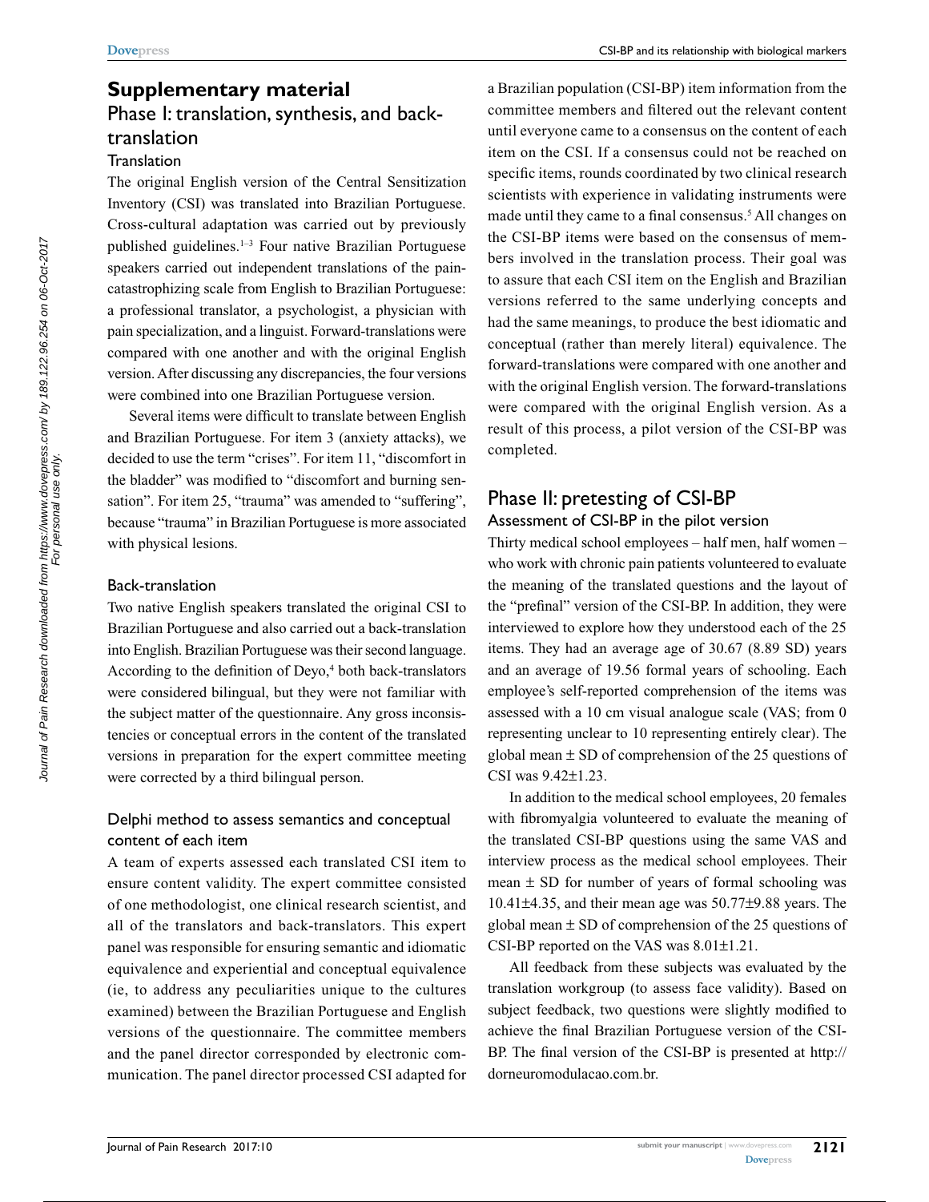## Supplementary material

### Phase I: translation, synthesis, and back-translation

#### Translation

The original English version of the Central Sensitization Inventory (CSI) was translated into Brazilian Portuguese. Cross-cultural adaptation was carried out by previously published guidelines.[1–3] Four native Brazilian Portuguese speakers carried out independent translations of the pain-catastrophizing scale from English to Brazilian Portuguese: a professional translator, a psychologist, a physician with pain specialization, and a linguist. Forward-translations were compared with one another and with the original English version. After discussing any discrepancies, the four versions were combined into one Brazilian Portuguese version.

Several items were difficult to translate between English and Brazilian Portuguese. For item 3 (anxiety attacks), we decided to use the term "crises". For item 11, "discomfort in the bladder" was modified to "discomfort and burning sensation". For item 25, "trauma" was amended to "suffering", because "trauma" in Brazilian Portuguese is more associated with physical lesions.

#### Back-translation

Two native English speakers translated the original CSI to Brazilian Portuguese and also carried out a back-translation into English. Brazilian Portuguese was their second language. According to the definition of Deyo,[4] both back-translators were considered bilingual, but they were not familiar with the subject matter of the questionnaire. Any gross inconsistencies or conceptual errors in the content of the translated versions in preparation for the expert committee meeting were corrected by a third bilingual person.

#### Delphi method to assess semantics and conceptual content of each item

A team of experts assessed each translated CSI item to ensure content validity. The expert committee consisted of one methodologist, one clinical research scientist, and all of the translators and back-translators. This expert panel was responsible for ensuring semantic and idiomatic equivalence and experiential and conceptual equivalence (ie, to address any peculiarities unique to the cultures examined) between the Brazilian Portuguese and English versions of the questionnaire. The committee members and the panel director corresponded by electronic communication. The panel director processed CSI adapted for a Brazilian population (CSI-BP) item information from the committee members and filtered out the relevant content until everyone came to a consensus on the content of each item on the CSI. If a consensus could not be reached on specific items, rounds coordinated by two clinical research scientists with experience in validating instruments were made until they came to a final consensus.[5] All changes on the CSI-BP items were based on the consensus of members involved in the translation process. Their goal was to assure that each CSI item on the English and Brazilian versions referred to the same underlying concepts and had the same meanings, to produce the best idiomatic and conceptual (rather than merely literal) equivalence. The forward-translations were compared with one another and with the original English version. The forward-translations were compared with the original English version. As a result of this process, a pilot version of the CSI-BP was completed.

### Phase II: pretesting of CSI-BP

#### Assessment of CSI-BP in the pilot version

Thirty medical school employees – half men, half women – who work with chronic pain patients volunteered to evaluate the meaning of the translated questions and the layout of the "prefinal" version of the CSI-BP. In addition, they were interviewed to explore how they understood each of the 25 items. They had an average age of 30.67 (8.89 SD) years and an average of 19.56 formal years of schooling. Each employee's self-reported comprehension of the items was assessed with a 10 cm visual analogue scale (VAS; from 0 representing unclear to 10 representing entirely clear). The global mean ± SD of comprehension of the 25 questions of CSI was 9.42±1.23.

In addition to the medical school employees, 20 females with fibromyalgia volunteered to evaluate the meaning of the translated CSI-BP questions using the same VAS and interview process as the medical school employees. Their mean ± SD for number of years of formal schooling was 10.41±4.35, and their mean age was 50.77±9.88 years. The global mean ± SD of comprehension of the 25 questions of CSI-BP reported on the VAS was 8.01±1.21.

All feedback from these subjects was evaluated by the translation workgroup (to assess face validity). Based on subject feedback, two questions were slightly modified to achieve the final Brazilian Portuguese version of the CSI-BP. The final version of the CSI-BP is presented at http://dorneuromodulacao.com.br.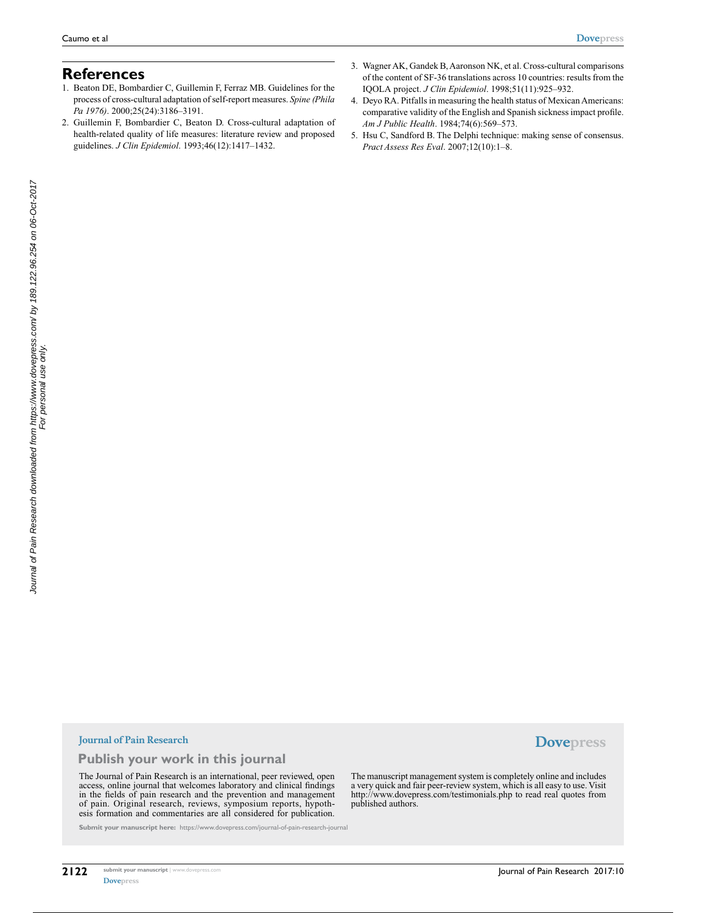## References

1. Beaton DE, Bombardier C, Guillemin F, Ferraz MB. Guidelines for the process of cross-cultural adaptation of self-report measures. *Spine (Phila Pa 1976)*. 2000;25(24):3186–3191.
2. Guillemin F, Bombardier C, Beaton D. Cross-cultural adaptation of health-related quality of life measures: literature review and proposed guidelines. *J Clin Epidemiol*. 1993;46(12):1417–1432.
3. Wagner AK, Gandek B, Aaronson NK, et al. Cross-cultural comparisons of the content of SF-36 translations across 10 countries: results from the IQOLA project. *J Clin Epidemiol*. 1998;51(11):925–932.
4. Deyo RA. Pitfalls in measuring the health status of Mexican Americans: comparative validity of the English and Spanish sickness impact profile. *Am J Public Health*. 1984;74(6):569–573.
5. Hsu C, Sandford B. The Delphi technique: making sense of consensus. *Pract Assess Res Eval*. 2007;12(10):1–8.

**Journal of Pain Research**

**Publish your work in this journal**

The Journal of Pain Research is an international, peer reviewed, open access, online journal that welcomes laboratory and clinical findings in the fields of pain research and the prevention and management of pain. Original research, reviews, symposium reports, hypothesis formation and commentaries are all considered for publication. The manuscript management system is completely online and includes a very quick and fair peer-review system, which is all easy to use. Visit http://www.dovepress.com/testimonials.php to read real quotes from published authors.

**Submit your manuscript here:** https://www.dovepress.com/journal-of-pain-research-journal